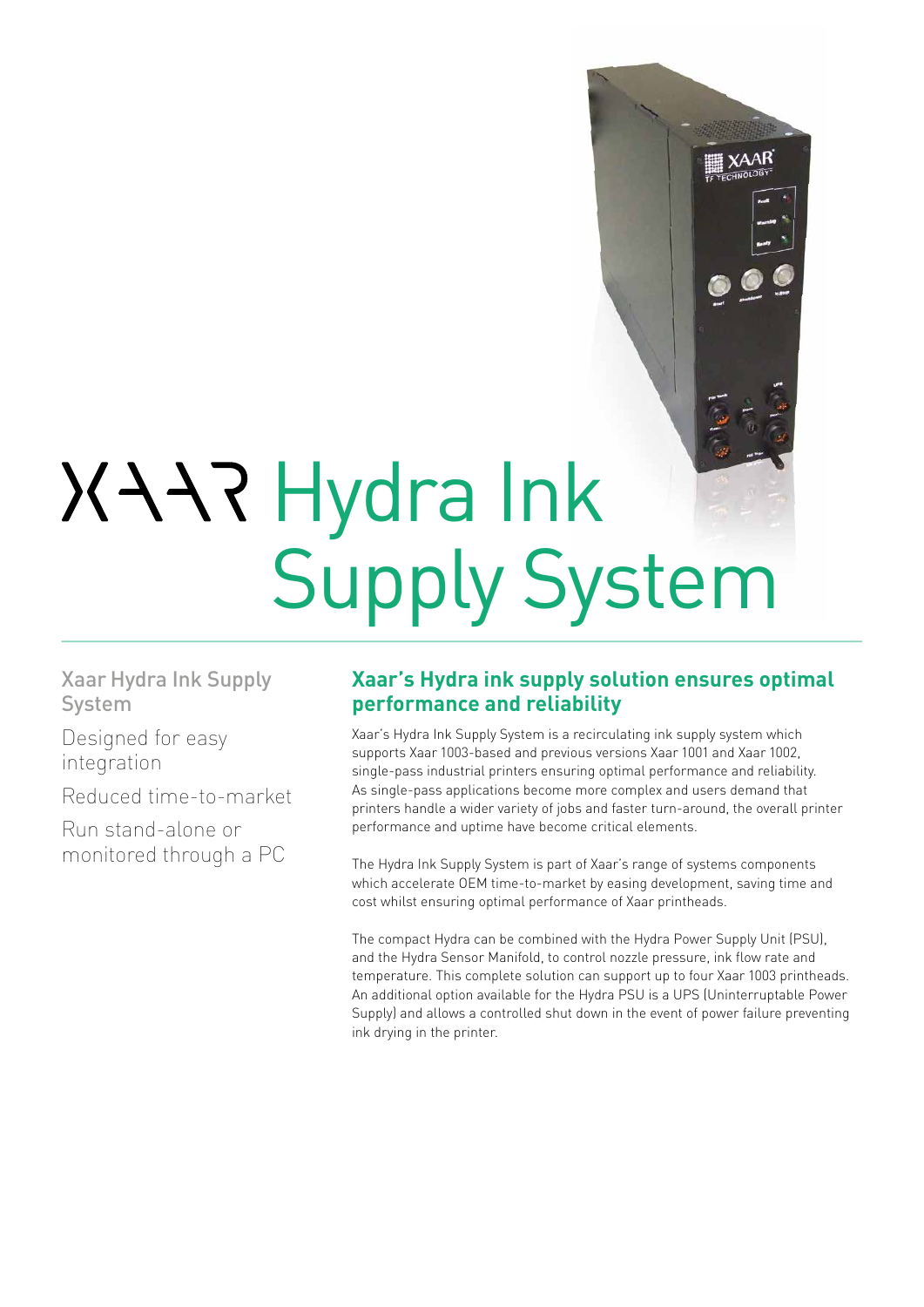# XAAR Hydra Ink Supply System

Xaar Hydra Ink Supply System

Designed for easy integration

Reduced time-to-market

Run stand-alone or monitored through a PC

## Xaar's Hydra ink supply solution ensures optimal performance and reliability

Xaar's Hydra Ink Supply System is a recirculating ink supply system which supports Xaar 1003-based and previous versions Xaar 1001 and Xaar 1002, single-pass industrial printers ensuring optimal performance and reliability. As single-pass applications become more complex and users demand that printers handle a wider variety of jobs and faster turn-around, the overall printer performance and uptime have become critical elements.

The Hydra Ink Supply System is part of Xaar's range of systems components which accelerate OEM time-to-market by easing development, saving time and cost whilst ensuring optimal performance of Xaar printheads.

The compact Hydra can be combined with the Hydra Power Supply Unit (PSU), and the Hydra Sensor Manifold, to control nozzle pressure, ink flow rate and temperature. This complete solution can support up to four Xaar 1003 printheads. An additional option available for the Hydra PSU is a UPS (Uninterruptable Power Supply) and allows a controlled shut down in the event of power failure preventing ink drying in the printer.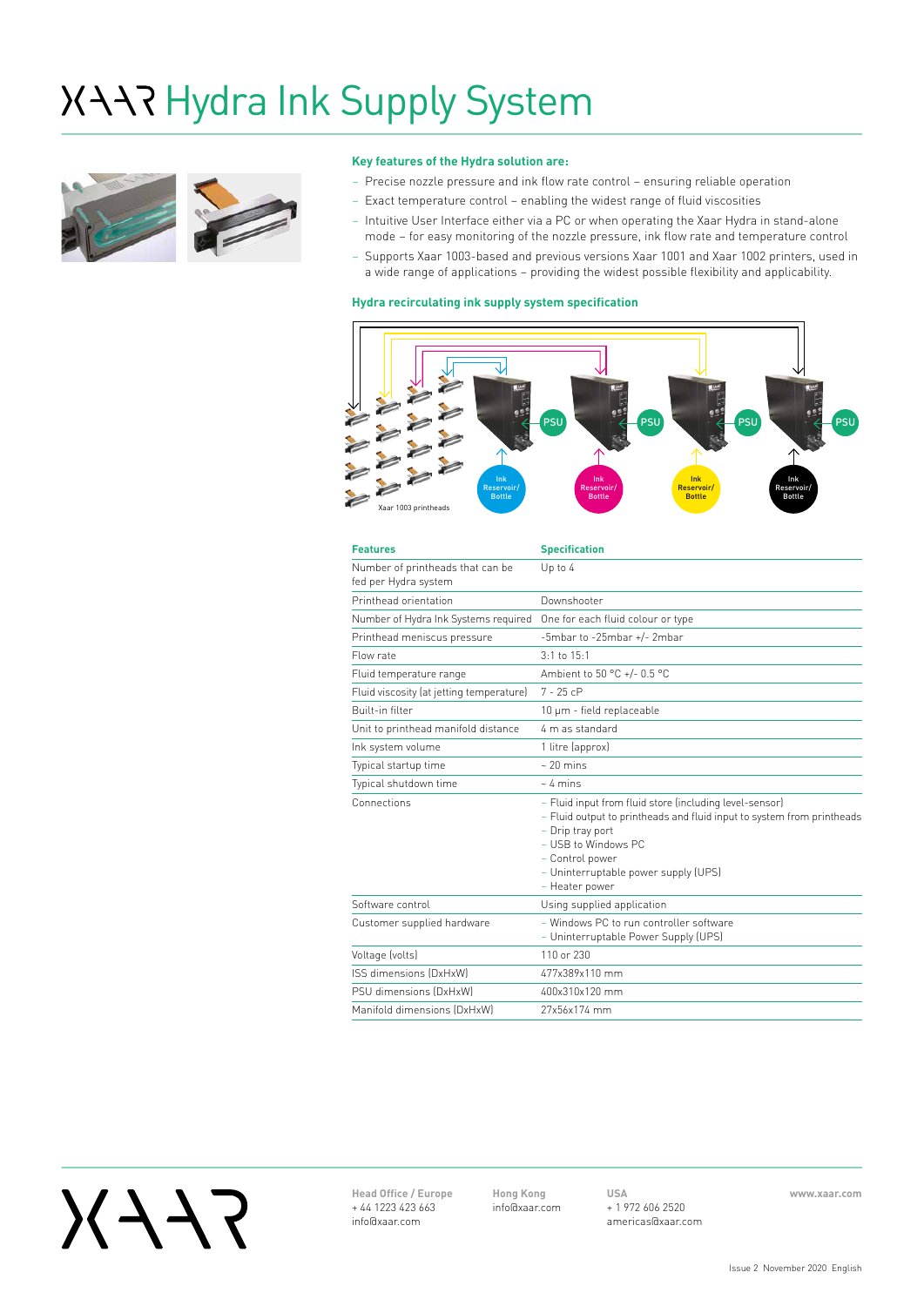# XAAR Hydra Ink Supply System

**Key features of the Hydra solution are:**

- Precise nozzle pressure and ink flow rate control – ensuring reliable operation
- Exact temperature control – enabling the widest range of fluid viscosities
- Intuitive User Interface either via a PC or when operating the Xaar Hydra in stand-alone mode – for easy monitoring of the nozzle pressure, ink flow rate and temperature control
- Supports Xaar 1003-based and previous versions Xaar 1001 and Xaar 1002 printers, used in a wide range of applications – providing the widest possible flexibility and applicability.

**Hydra recirculating ink supply system specification**

PSU
PSU
PSU
PSU
Ink Reservoir/ Bottle
Ink Reservoir/ Bottle
Ink Reservoir/ Bottle
Ink Reservoir/ Bottle
Xaar 1003 printheads

| Features | Specification |
|---|---|
| Number of printheads that can be fed per Hydra system | Up to 4 |
| Printhead orientation | Downshooter |
| Number of Hydra Ink Systems required | One for each fluid colour or type |
| Printhead meniscus pressure | -5mbar to -25mbar +/- 2mbar |
| Flow rate | 3:1 to 15:1 |
| Fluid temperature range | Ambient to 50 °C +/- 0.5 °C |
| Fluid viscosity (at jetting temperature) | 7 - 25 cP |
| Built-in filter | 10 µm - field replaceable |
| Unit to printhead manifold distance | 4 m as standard |
| Ink system volume | 1 litre (approx) |
| Typical startup time | ~ 20 mins |
| Typical shutdown time | ~ 4 mins |
| Connections | – Fluid input from fluid store (including level-sensor)<br>– Fluid output to printheads and fluid input to system from printheads<br>– Drip tray port<br>– USB to Windows PC<br>– Control power<br>– Uninterruptable power supply (UPS)<br>– Heater power |
| Software control | Using supplied application |
| Customer supplied hardware | – Windows PC to run controller software<br>– Uninterruptable Power Supply (UPS) |
| Voltage (volts) | 110 or 230 |
| ISS dimensions (DxHxW) | 477x389x110 mm |
| PSU dimensions (DxHxW) | 400x310x120 mm |
| Manifold dimensions (DxHxW) | 27x56x174 mm |

XAAR

**Head Office / Europe**
+ 44 1223 423 663
info@xaar.com

**Hong Kong**
info@xaar.com

**USA**
+ 1 972 606 2520
americas@xaar.com

www.xaar.com

Issue 2 November 2020 English